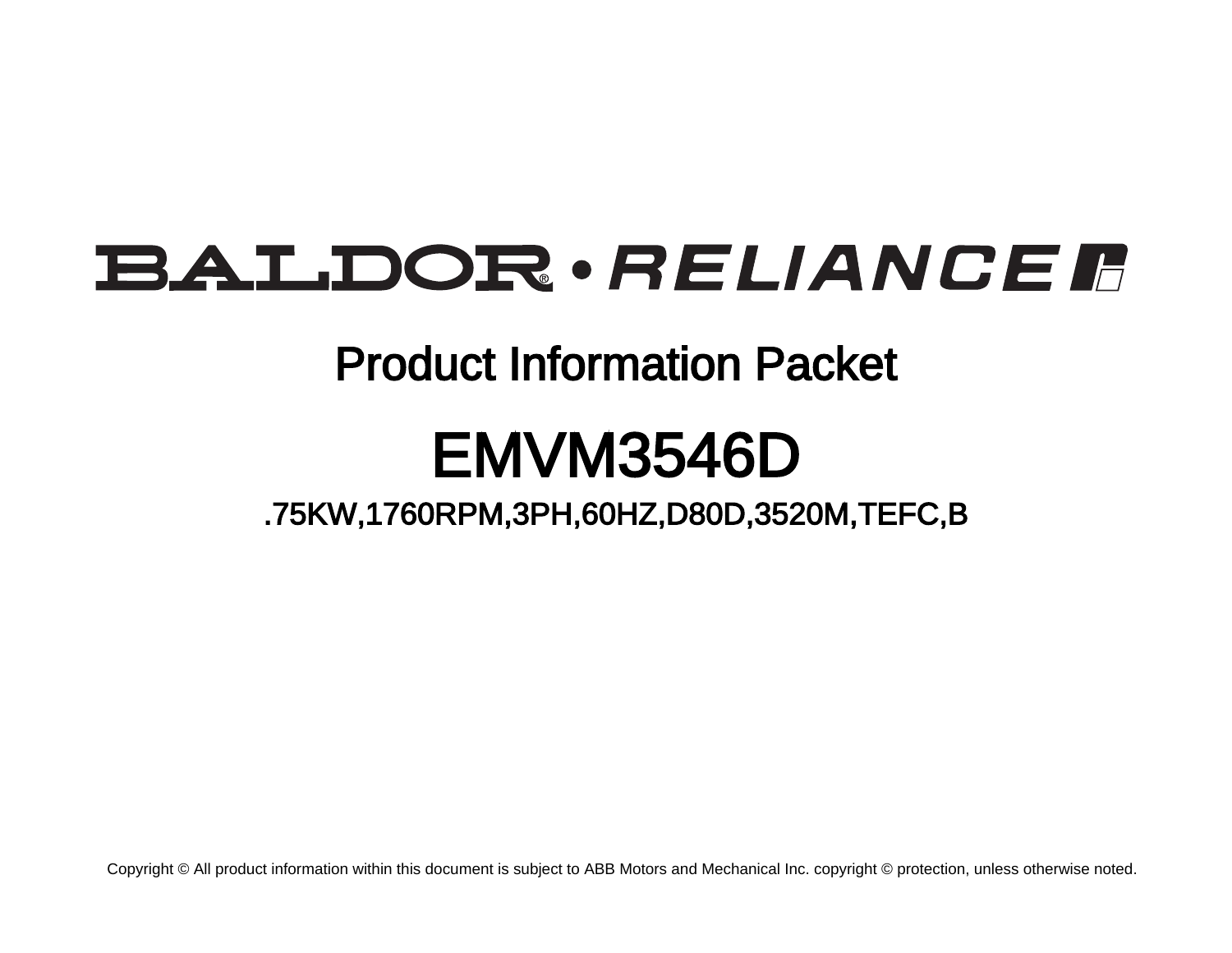BALDOR • RELIANCE

# Product Information Packet

# EMVM3546D

## .75KW,1760RPM,3PH,60HZ,D80D,3520M,TEFC,B

Copyright © All product information within this document is subject to ABB Motors and Mechanical Inc. copyright © protection, unless otherwise noted.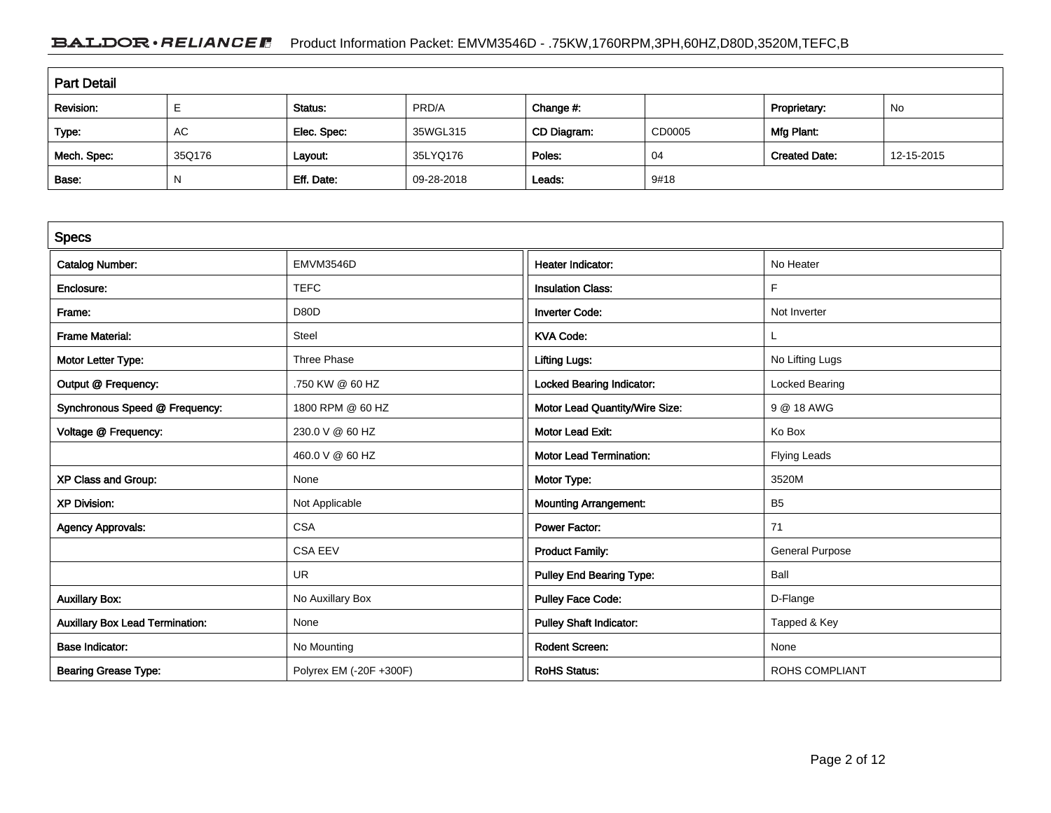## Part Detail

| Revision: | E | Status: | PRD/A | Change #: | | Proprietary: | No |
|---|---|---|---|---|---|---|---|
| Type: | AC | Elec. Spec: | 35WGL315 | CD Diagram: | CD0005 | Mfg Plant: | |
| Mech. Spec: | 35Q176 | Layout: | 35LYQ176 | Poles: | 04 | Created Date: | 12-15-2015 |
| Base: | N | Eff. Date: | 09-28-2018 | Leads: | 9#18 | | |

## Specs

| Catalog Number: | EMVM3546D | Heater Indicator: | No Heater |
|---|---|---|---|
| Enclosure: | TEFC | Insulation Class: | F |
| Frame: | D80D | Inverter Code: | Not Inverter |
| Frame Material: | Steel | KVA Code: | L |
| Motor Letter Type: | Three Phase | Lifting Lugs: | No Lifting Lugs |
| Output @ Frequency: | .750 KW @ 60 HZ | Locked Bearing Indicator: | Locked Bearing |
| Synchronous Speed @ Frequency: | 1800 RPM @ 60 HZ | Motor Lead Quantity/Wire Size: | 9 @ 18 AWG |
| Voltage @ Frequency: | 230.0 V @ 60 HZ | Motor Lead Exit: | Ko Box |
| | 460.0 V @ 60 HZ | Motor Lead Termination: | Flying Leads |
| XP Class and Group: | None | Motor Type: | 3520M |
| XP Division: | Not Applicable | Mounting Arrangement: | B5 |
| Agency Approvals: | CSA | Power Factor: | 71 |
| | CSA EEV | Product Family: | General Purpose |
| | UR | Pulley End Bearing Type: | Ball |
| Auxillary Box: | No Auxillary Box | Pulley Face Code: | D-Flange |
| Auxillary Box Lead Termination: | None | Pulley Shaft Indicator: | Tapped & Key |
| Base Indicator: | No Mounting | Rodent Screen: | None |
| Bearing Grease Type: | Polyrex EM (-20F +300F) | RoHS Status: | ROHS COMPLIANT |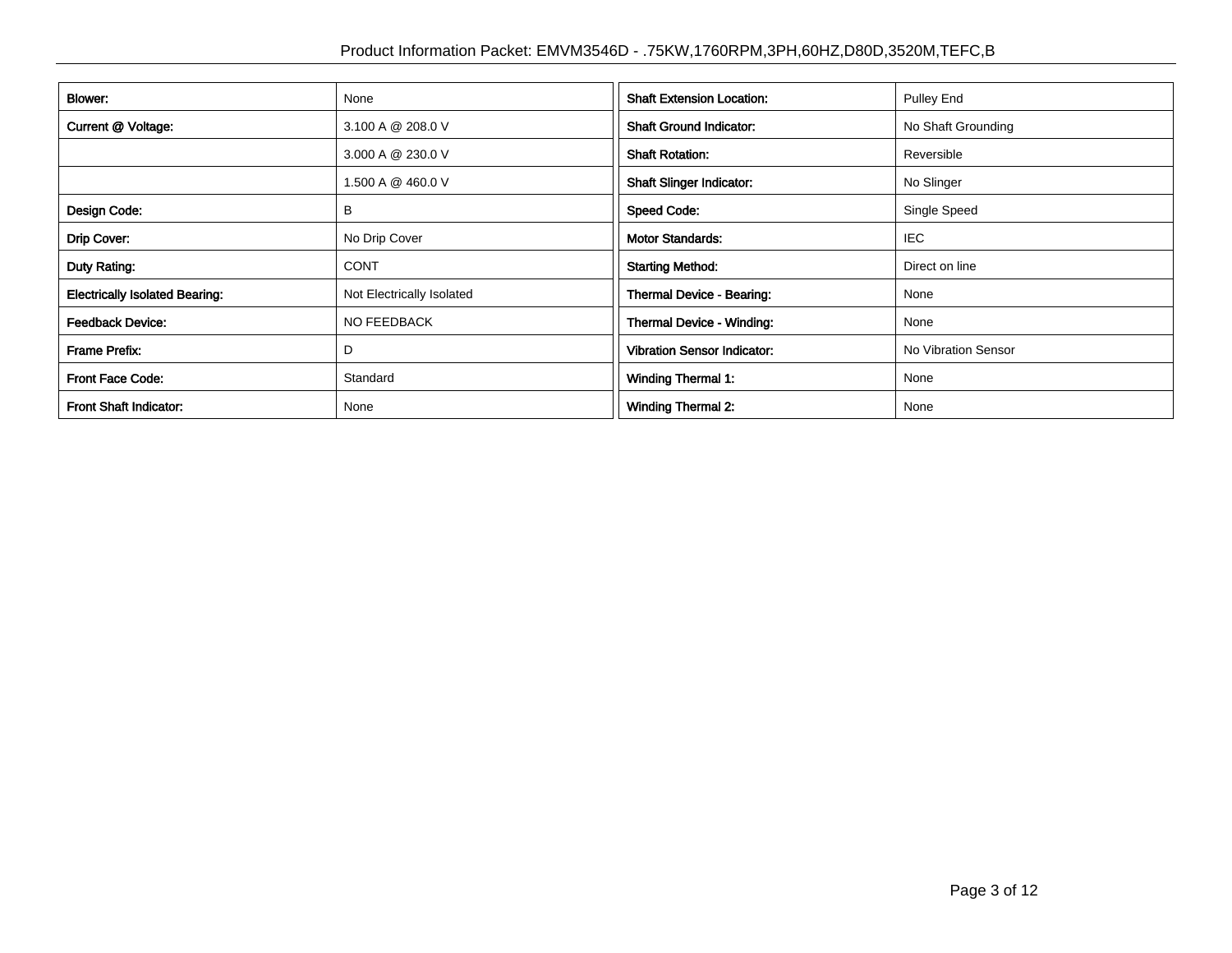| Blower: | None |
| --- | --- |
| Current @ Voltage: | 3.100 A @ 208.0 V |
| | 3.000 A @ 230.0 V |
| | 1.500 A @ 460.0 V |
| Design Code: | B |
| Drip Cover: | No Drip Cover |
| Duty Rating: | CONT |
| Electrically Isolated Bearing: | Not Electrically Isolated |
| Feedback Device: | NO FEEDBACK |
| Frame Prefix: | D |
| Front Face Code: | Standard |
| Front Shaft Indicator: | None |

| Shaft Extension Location: | Pulley End |
| --- | --- |
| Shaft Ground Indicator: | No Shaft Grounding |
| Shaft Rotation: | Reversible |
| Shaft Slinger Indicator: | No Slinger |
| Speed Code: | Single Speed |
| Motor Standards: | IEC |
| Starting Method: | Direct on line |
| Thermal Device - Bearing: | None |
| Thermal Device - Winding: | None |
| Vibration Sensor Indicator: | No Vibration Sensor |
| Winding Thermal 1: | None |
| Winding Thermal 2: | None |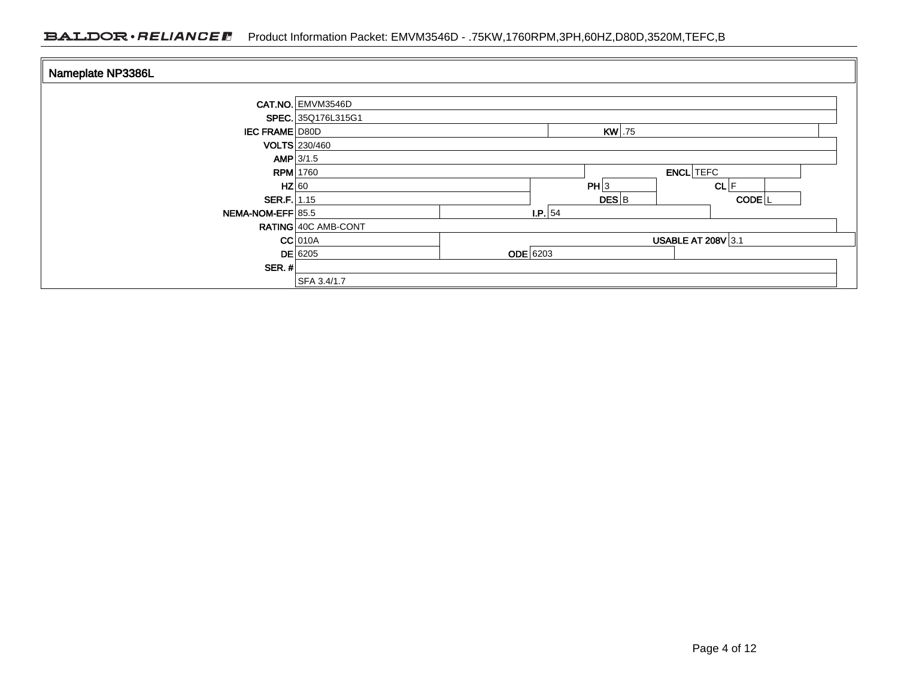## Nameplate NP3386L

| | | | | | | | |
|---|---|---|---|---|---|---|---|
| **CAT.NO.** | EMVM3546D | | | | | | |
| **SPEC.** | 35Q176L315G1 | | | | | | |
| **IEC FRAME** | D80D | **KW** | .75 | | | | |
| **VOLTS** | 230/460 | | | | | | |
| **AMP** | 3/1.5 | | | | | | |
| **RPM** | 1760 | | | **ENCL** | TEFC | | |
| **HZ** | 60 | **PH** | 3 | | | **CL** | F |
| **SER.F.** | 1.15 | **DES** | B | | | **CODE** | L |
| **NEMA-NOM-EFF** | 85.5 | **I.P.** | 54 | | | | |
| **RATING** | 40C AMB-CONT | | | | | | |
| **CC** | 010A | | | **USABLE AT 208V** | 3.1 | | |
| **DE** | 6205 | **ODE** | 6203 | | | | |
| **SER. #** | | | | | | | |
| | SFA 3.4/1.7 | | | | | | |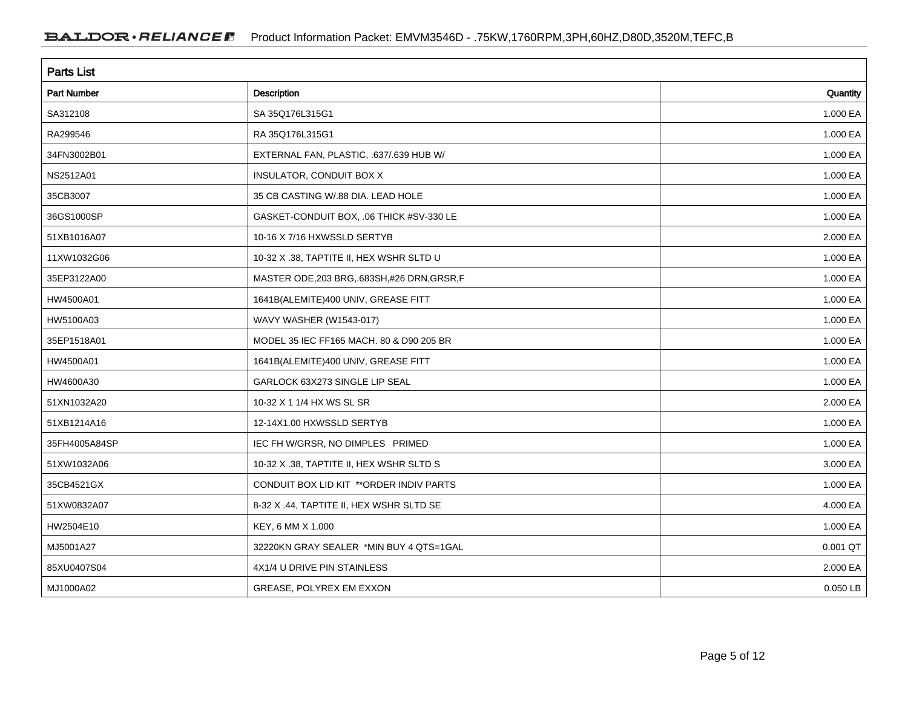## Parts List

| Part Number | Description | Quantity |
|---|---|---|
| SA312108 | SA 35Q176L315G1 | 1.000 EA |
| RA299546 | RA 35Q176L315G1 | 1.000 EA |
| 34FN3002B01 | EXTERNAL FAN, PLASTIC, .637/.639 HUB W/ | 1.000 EA |
| NS2512A01 | INSULATOR, CONDUIT BOX X | 1.000 EA |
| 35CB3007 | 35 CB CASTING W/.88 DIA. LEAD HOLE | 1.000 EA |
| 36GS1000SP | GASKET-CONDUIT BOX, .06 THICK #SV-330 LE | 1.000 EA |
| 51XB1016A07 | 10-16 X 7/16 HXWSSLD SERTYB | 2.000 EA |
| 11XW1032G06 | 10-32 X .38, TAPTITE II, HEX WSHR SLTD U | 1.000 EA |
| 35EP3122A00 | MASTER ODE,203 BRG,.683SH,#26 DRN,GRSR,F | 1.000 EA |
| HW4500A01 | 1641B(ALEMITE)400 UNIV, GREASE FITT | 1.000 EA |
| HW5100A03 | WAVY WASHER (W1543-017) | 1.000 EA |
| 35EP1518A01 | MODEL 35 IEC FF165 MACH. 80 & D90 205 BR | 1.000 EA |
| HW4500A01 | 1641B(ALEMITE)400 UNIV, GREASE FITT | 1.000 EA |
| HW4600A30 | GARLOCK 63X273 SINGLE LIP SEAL | 1.000 EA |
| 51XN1032A20 | 10-32 X 1 1/4 HX WS SL SR | 2.000 EA |
| 51XB1214A16 | 12-14X1.00 HXWSSLD SERTYB | 1.000 EA |
| 35FH4005A84SP | IEC FH W/GRSR, NO DIMPLES PRIMED | 1.000 EA |
| 51XW1032A06 | 10-32 X .38, TAPTITE II, HEX WSHR SLTD S | 3.000 EA |
| 35CB4521GX | CONDUIT BOX LID KIT **ORDER INDIV PARTS | 1.000 EA |
| 51XW0832A07 | 8-32 X .44, TAPTITE II, HEX WSHR SLTD SE | 4.000 EA |
| HW2504E10 | KEY, 6 MM X 1.000 | 1.000 EA |
| MJ5001A27 | 32220KN GRAY SEALER *MIN BUY 4 QTS=1GAL | 0.001 QT |
| 85XU0407S04 | 4X1/4 U DRIVE PIN STAINLESS | 2.000 EA |
| MJ1000A02 | GREASE, POLYREX EM EXXON | 0.050 LB |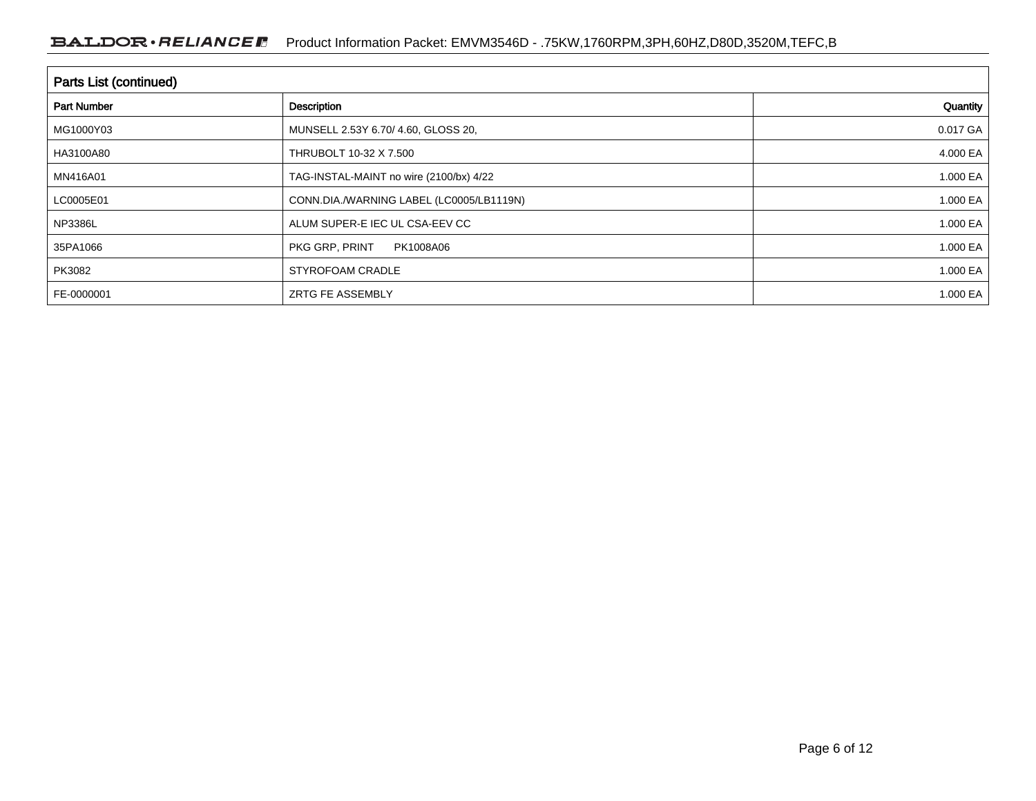## Parts List (continued)

| Part Number | Description | Quantity |
|---|---|---|
| MG1000Y03 | MUNSELL 2.53Y 6.70/ 4.60, GLOSS 20, | 0.017 GA |
| HA3100A80 | THRUBOLT 10-32 X 7.500 | 4.000 EA |
| MN416A01 | TAG-INSTAL-MAINT no wire (2100/bx) 4/22 | 1.000 EA |
| LC0005E01 | CONN.DIA./WARNING LABEL (LC0005/LB1119N) | 1.000 EA |
| NP3386L | ALUM SUPER-E IEC UL CSA-EEV CC | 1.000 EA |
| 35PA1066 | PKG GRP, PRINT PK1008A06 | 1.000 EA |
| PK3082 | STYROFOAM CRADLE | 1.000 EA |
| FE-0000001 | ZRTG FE ASSEMBLY | 1.000 EA |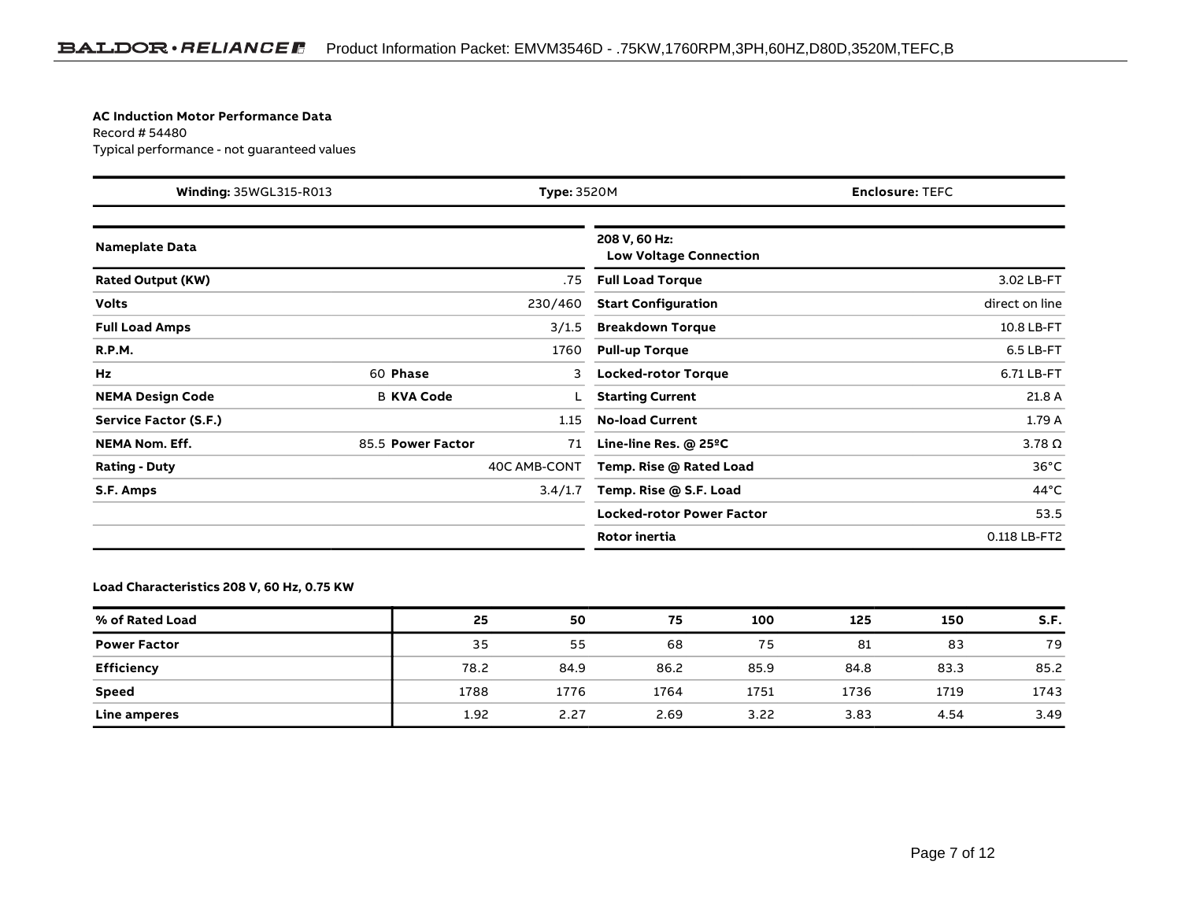**AC Induction Motor Performance Data**
Record # 54480
Typical performance - not guaranteed values

| **Winding:** 35WGL315-R013 | **Type:** 3520M | **Enclosure:** TEFC |
|---|---|---|

| **Nameplate Data** | | | | **208 V, 60 Hz: Low Voltage Connection** | |
|---|---|---|---|---|---|
| **Rated Output (KW)** | | | .75 | **Full Load Torque** | 3.02 LB-FT |
| **Volts** | | | 230/460 | **Start Configuration** | direct on line |
| **Full Load Amps** | | | 3/1.5 | **Breakdown Torque** | 10.8 LB-FT |
| **R.P.M.** | | | 1760 | **Pull-up Torque** | 6.5 LB-FT |
| **Hz** | 60 | **Phase** | 3 | **Locked-rotor Torque** | 6.71 LB-FT |
| **NEMA Design Code** | B | **KVA Code** | L | **Starting Current** | 21.8 A |
| **Service Factor (S.F.)** | | | 1.15 | **No-load Current** | 1.79 A |
| **NEMA Nom. Eff.** | 85.5 | **Power Factor** | 71 | **Line-line Res. @ 25ºC** | 3.78 Ω |
| **Rating - Duty** | | | 40C AMB-CONT | **Temp. Rise @ Rated Load** | 36°C |
| **S.F. Amps** | | | 3.4/1.7 | **Temp. Rise @ S.F. Load** | 44°C |
| | | | | **Locked-rotor Power Factor** | 53.5 |
| | | | | **Rotor inertia** | 0.118 LB-FT2 |

**Load Characteristics 208 V, 60 Hz, 0.75 KW**

| **% of Rated Load** | **25** | **50** | **75** | **100** | **125** | **150** | **S.F.** |
|---|---|---|---|---|---|---|---|
| **Power Factor** | 35 | 55 | 68 | 75 | 81 | 83 | 79 |
| **Efficiency** | 78.2 | 84.9 | 86.2 | 85.9 | 84.8 | 83.3 | 85.2 |
| **Speed** | 1788 | 1776 | 1764 | 1751 | 1736 | 1719 | 1743 |
| **Line amperes** | 1.92 | 2.27 | 2.69 | 3.22 | 3.83 | 4.54 | 3.49 |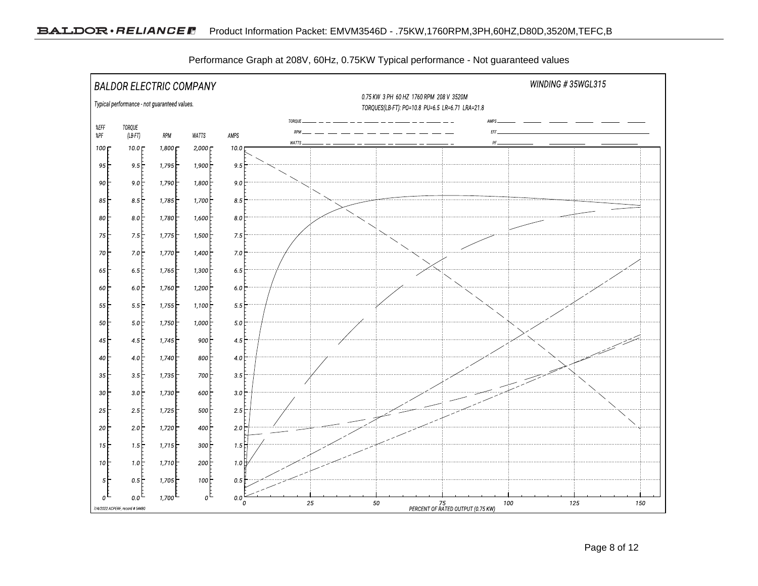Performance Graph at 208V, 60Hz, 0.75KW Typical performance - Not guaranteed values

BALDOR ELECTRIC COMPANY

WINDING # 35WGL315

Typical performance - not guaranteed values.

0.75 KW 3 PH 60 HZ 1760 RPM 208 V 3520M

TORQUES(LB-FT): PO=10.8 PU=6.5 LR=6.71 LRA=21.8

Legend: TORQUE, RPM, WATTS, AMPS, EFF, PF

| %EFF %PF | TORQUE (LB-FT) | RPM | WATTS | AMPS |
|---|---|---|---|---|
| 100 | 10.0 | 1,800 | 2,000 | 10.0 |
| 95 | 9.5 | 1,795 | 1,900 | 9.5 |
| 90 | 9.0 | 1,790 | 1,800 | 9.0 |
| 85 | 8.5 | 1,785 | 1,700 | 8.5 |
| 80 | 8.0 | 1,780 | 1,600 | 8.0 |
| 75 | 7.5 | 1,775 | 1,500 | 7.5 |
| 70 | 7.0 | 1,770 | 1,400 | 7.0 |
| 65 | 6.5 | 1,765 | 1,300 | 6.5 |
| 60 | 6.0 | 1,760 | 1,200 | 6.0 |
| 55 | 5.5 | 1,755 | 1,100 | 5.5 |
| 50 | 5.0 | 1,750 | 1,000 | 5.0 |
| 45 | 4.5 | 1,745 | 900 | 4.5 |
| 40 | 4.0 | 1,740 | 800 | 4.0 |
| 35 | 3.5 | 1,735 | 700 | 3.5 |
| 30 | 3.0 | 1,730 | 600 | 3.0 |
| 25 | 2.5 | 1,725 | 500 | 2.5 |
| 20 | 2.0 | 1,720 | 400 | 2.0 |
| 15 | 1.5 | 1,715 | 300 | 1.5 |
| 10 | 1.0 | 1,710 | 200 | 1.0 |
| 5 | 0.5 | 1,705 | 100 | 0.5 |
| 0 | 0.0 | 1,700 | 0 | 0.0 |

PERCENT OF RATED OUTPUT (0.75 KW): 0, 25, 50, 75, 100, 125, 150

7/4/2022 ACPERF, record # 54480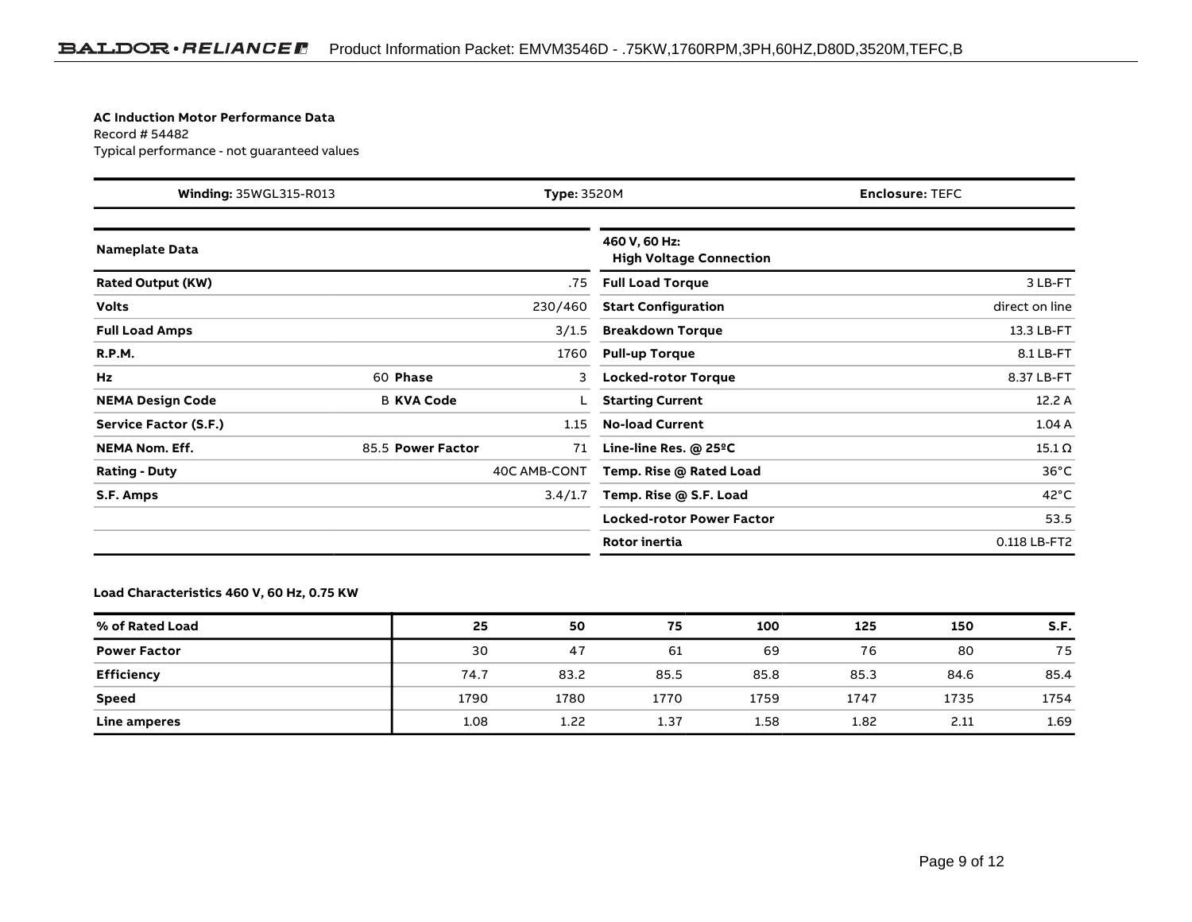**AC Induction Motor Performance Data**
Record # 54482
Typical performance - not guaranteed values

| **Winding:** 35WGL315-R013 | **Type:** 3520M | **Enclosure:** TEFC |
|---|---|---|

| **Nameplate Data** | | | | **460 V, 60 Hz: High Voltage Connection** | |
|---|---|---|---|---|---|
| **Rated Output (KW)** | | | .75 | **Full Load Torque** | 3 LB-FT |
| **Volts** | | | 230/460 | **Start Configuration** | direct on line |
| **Full Load Amps** | | | 3/1.5 | **Breakdown Torque** | 13.3 LB-FT |
| **R.P.M.** | | | 1760 | **Pull-up Torque** | 8.1 LB-FT |
| **Hz** | 60 | **Phase** | 3 | **Locked-rotor Torque** | 8.37 LB-FT |
| **NEMA Design Code** | B | **KVA Code** | L | **Starting Current** | 12.2 A |
| **Service Factor (S.F.)** | | | 1.15 | **No-load Current** | 1.04 A |
| **NEMA Nom. Eff.** | 85.5 | **Power Factor** | 71 | **Line-line Res. @ 25ºC** | 15.1 Ω |
| **Rating - Duty** | | | 40C AMB-CONT | **Temp. Rise @ Rated Load** | 36°C |
| **S.F. Amps** | | | 3.4/1.7 | **Temp. Rise @ S.F. Load** | 42°C |
| | | | | **Locked-rotor Power Factor** | 53.5 |
| | | | | **Rotor inertia** | 0.118 LB-FT2 |

**Load Characteristics 460 V, 60 Hz, 0.75 KW**

| **% of Rated Load** | **25** | **50** | **75** | **100** | **125** | **150** | **S.F.** |
|---|---|---|---|---|---|---|---|
| **Power Factor** | 30 | 47 | 61 | 69 | 76 | 80 | 75 |
| **Efficiency** | 74.7 | 83.2 | 85.5 | 85.8 | 85.3 | 84.6 | 85.4 |
| **Speed** | 1790 | 1780 | 1770 | 1759 | 1747 | 1735 | 1754 |
| **Line amperes** | 1.08 | 1.22 | 1.37 | 1.58 | 1.82 | 2.11 | 1.69 |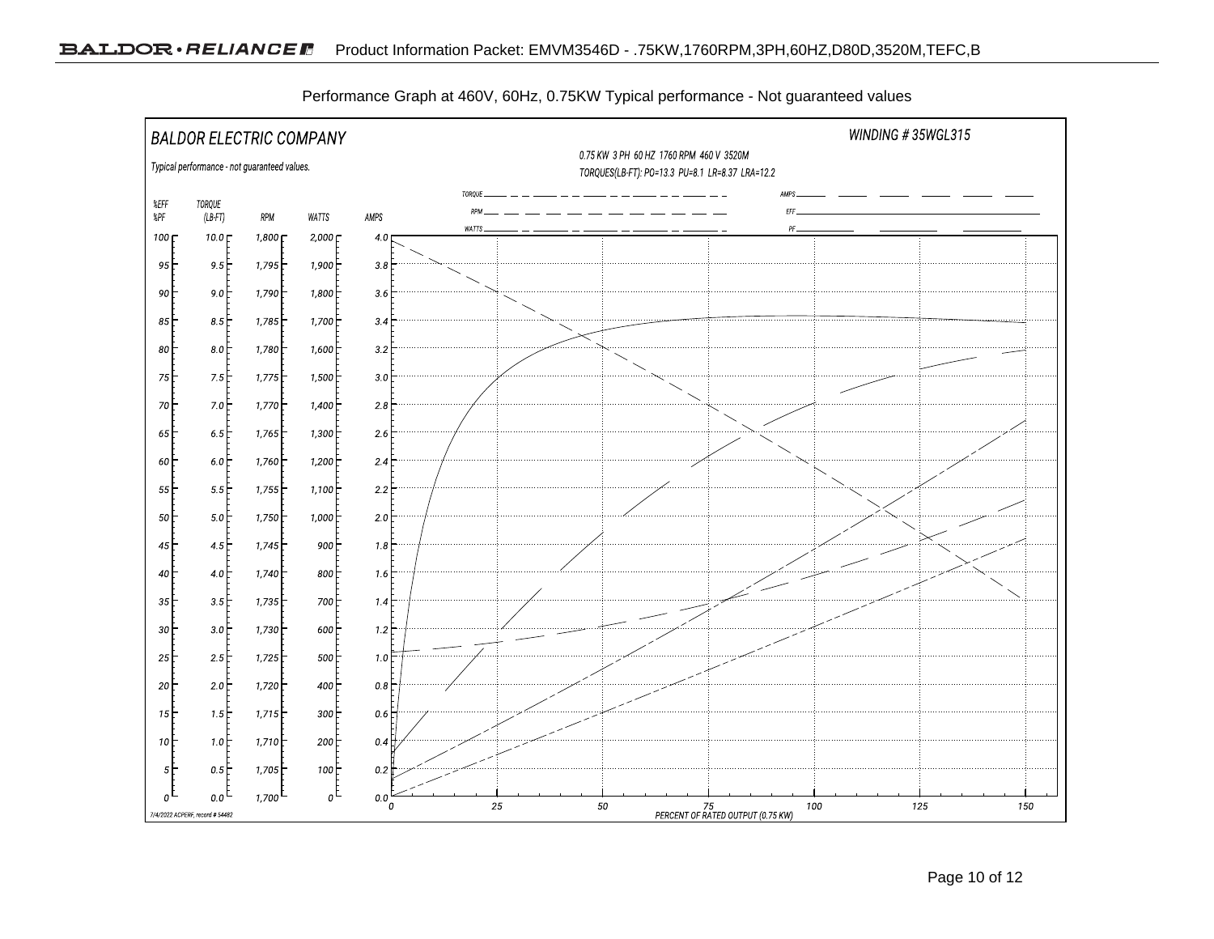Performance Graph at 460V, 60Hz, 0.75KW Typical performance - Not guaranteed values

BALDOR ELECTRIC COMPANY

WINDING # 35WGL315

Typical performance - not guaranteed values.

0.75 KW 3 PH 60 HZ 1760 RPM 460 V 3520M

TORQUES(LB-FT): PO=13.3 PU=8.1 LR=8.37 LRA=12.2

TORQUE, RPM, WATTS, AMPS, EFF, PF

| %EFF %PF | TORQUE (LB-FT) | RPM | WATTS | AMPS |
|---|---|---|---|---|
| 100 | 10.0 | 1,800 | 2,000 | 4.0 |
| 95 | 9.5 | 1,795 | 1,900 | 3.8 |
| 90 | 9.0 | 1,790 | 1,800 | 3.6 |
| 85 | 8.5 | 1,785 | 1,700 | 3.4 |
| 80 | 8.0 | 1,780 | 1,600 | 3.2 |
| 75 | 7.5 | 1,775 | 1,500 | 3.0 |
| 70 | 7.0 | 1,770 | 1,400 | 2.8 |
| 65 | 6.5 | 1,765 | 1,300 | 2.6 |
| 60 | 6.0 | 1,760 | 1,200 | 2.4 |
| 55 | 5.5 | 1,755 | 1,100 | 2.2 |
| 50 | 5.0 | 1,750 | 1,000 | 2.0 |
| 45 | 4.5 | 1,745 | 900 | 1.8 |
| 40 | 4.0 | 1,740 | 800 | 1.6 |
| 35 | 3.5 | 1,735 | 700 | 1.4 |
| 30 | 3.0 | 1,730 | 600 | 1.2 |
| 25 | 2.5 | 1,725 | 500 | 1.0 |
| 20 | 2.0 | 1,720 | 400 | 0.8 |
| 15 | 1.5 | 1,715 | 300 | 0.6 |
| 10 | 1.0 | 1,710 | 200 | 0.4 |
| 5 | 0.5 | 1,705 | 100 | 0.2 |
| 0 | 0.0 | 1,700 | 0 | 0.0 |

0 25 50 75 100 125 150

PERCENT OF RATED OUTPUT (0.75 KW)

7/4/2022 ACPERF, record # 54482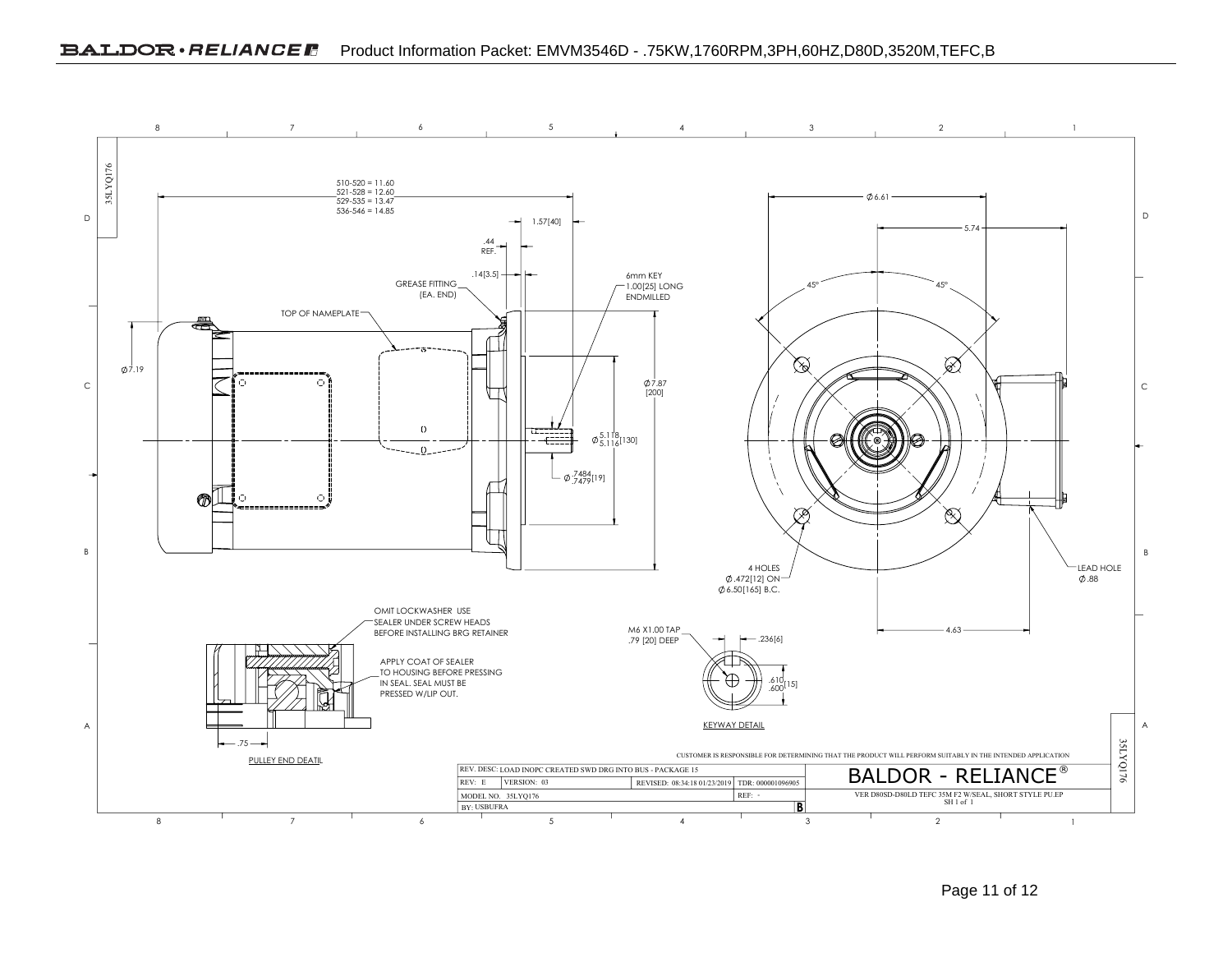# Product Information Packet: EMVM3546D - .75KW,1760RPM,3PH,60HZ,D80D,3520M,TEFC,B

510-520 = 11.60
521-528 = 12.60
529-535 = 13.47
536-546 = 14.85

1.57[40]

.44 REF.

.14[3.5]

GREASE FITTING (EA. END)

TOP OF NAMEPLATE

6mm KEY 1.00[25] LONG ENDMILLED

Ø7.19

Ø7.87 [200]

Ø 5.118 / 5.116 [130]

Ø .7484 / .7479 [19]

Ø6.61

5.74

45°

45°

4 HOLES Ø.472[12] ON Ø6.50[165] B.C.

LEAD HOLE Ø.88

4.63

OMIT LOCKWASHER USE SEALER UNDER SCREW HEADS BEFORE INSTALLING BRG RETAINER

APPLY COAT OF SEALER TO HOUSING BEFORE PRESSING IN SEAL. SEAL MUST BE PRESSED W/LIP OUT.

.75

PULLEY END DEATIL

M6 X1.00 TAP .79 [20] DEEP

.236[6]

.610 / .600 [15]

KEYWAY DETAIL

CUSTOMER IS RESPONSIBLE FOR DETERMINING THAT THE PRODUCT WILL PERFORM SUITABLY IN THE INTENDED APPLICATION

| REV. DESC: LOAD INOPC CREATED SWD DRG INTO BUS - PACKAGE 15 | | | |
|---|---|---|---|
| REV: E | VERSION: 03 | REVISED: 08:34:18 01/23/2019 | TDR: 000001096905 |
| MODEL NO. 35LYQ176 | | | REF: - |
| BY: USBUFRA | | | B |

BALDOR - RELIANCE®

VER D80SD-D80LD TEFC 35M F2 W/SEAL, SHORT STYLE PU.EP
SH 1 of 1

35LYQ176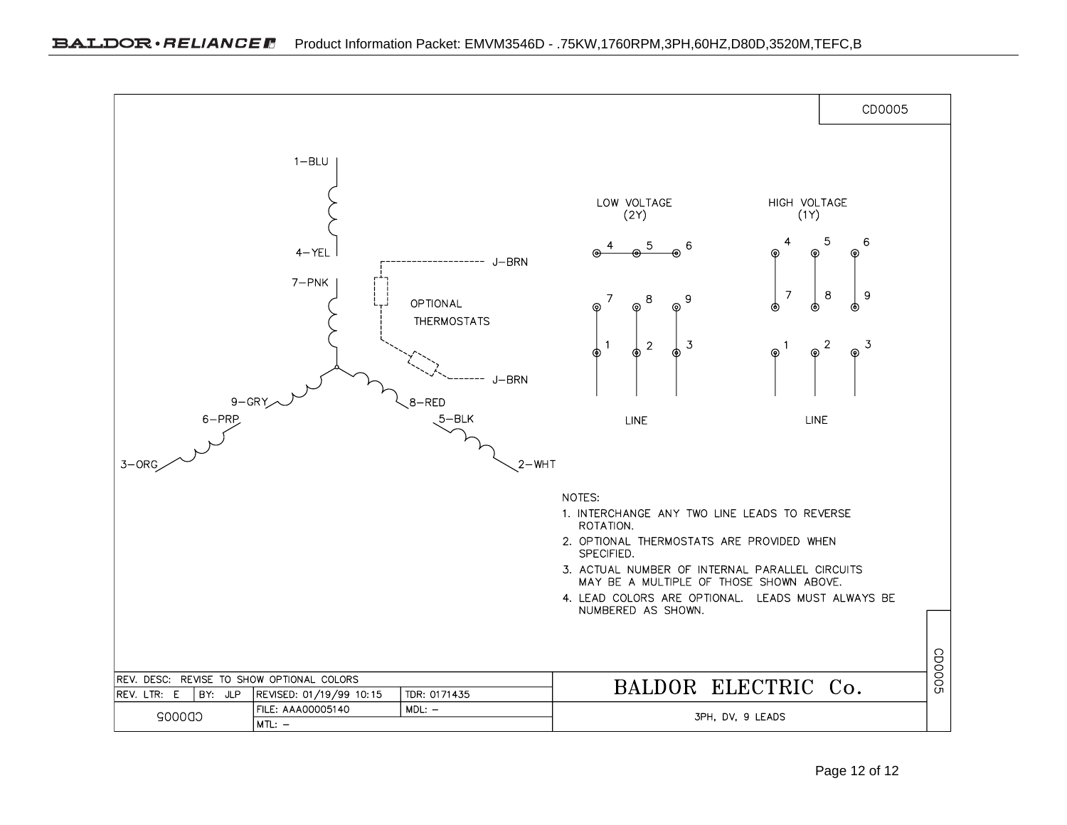CD0005

1–BLU

4–YEL

7–PNK

J–BRN

OPTIONAL THERMOSTATS

J–BRN

9–GRY

8–RED

6–PRP

5–BLK

3–ORG

2–WHT

LOW VOLTAGE (2Y)

4 5 6

7 8 9

1 2 3

LINE

HIGH VOLTAGE (1Y)

4 5 6

7 8 9

1 2 3

LINE

NOTES:

1. INTERCHANGE ANY TWO LINE LEADS TO REVERSE ROTATION.
2. OPTIONAL THERMOSTATS ARE PROVIDED WHEN SPECIFIED.
3. ACTUAL NUMBER OF INTERNAL PARALLEL CIRCUITS MAY BE A MULTIPLE OF THOSE SHOWN ABOVE.
4. LEAD COLORS ARE OPTIONAL. LEADS MUST ALWAYS BE NUMBERED AS SHOWN.

CD0005

| | | | | |
|---|---|---|---|---|
| REV. DESC: REVISE TO SHOW OPTIONAL COLORS | | | | BALDOR ELECTRIC Co. |
| REV. LTR: E | BY: JLP | REVISED: 01/19/99 10:15 | TDR: 0171435 | |
| CD0005 | | FILE: AAA00005140 | MDL: – | 3PH, DV, 9 LEADS |
| | | MTL: – | | |